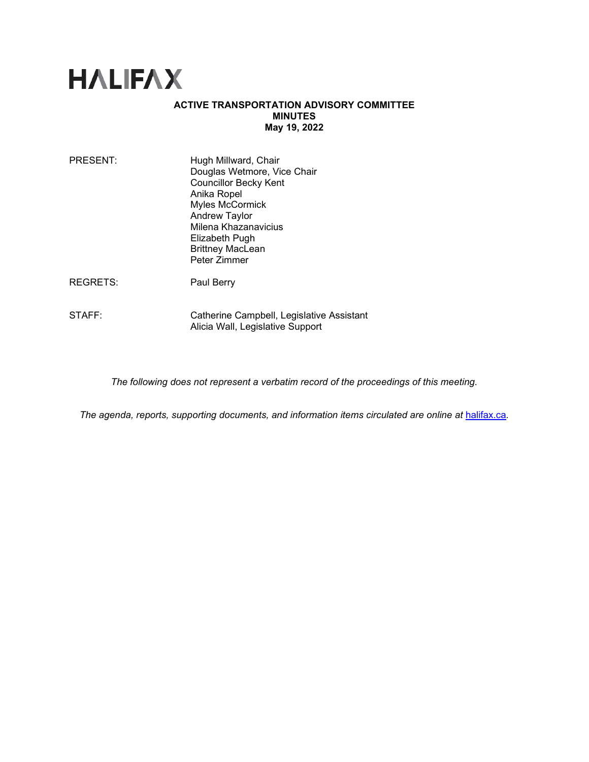# HALIFAX

**ACTIVE TRANSPORTATION ADVISORY COMMITTEE**
**MINUTES**
**May 19, 2022**

PRESENT: Hugh Millward, Chair
Douglas Wetmore, Vice Chair
Councillor Becky Kent
Anika Ropel
Myles McCormick
Andrew Taylor
Milena Khazanavicius
Elizabeth Pugh
Brittney MacLean
Peter Zimmer

REGRETS: Paul Berry

STAFF: Catherine Campbell, Legislative Assistant
Alicia Wall, Legislative Support

*The following does not represent a verbatim record of the proceedings of this meeting.*

*The agenda, reports, supporting documents, and information items circulated are online at* [halifax.ca](halifax.ca)*.*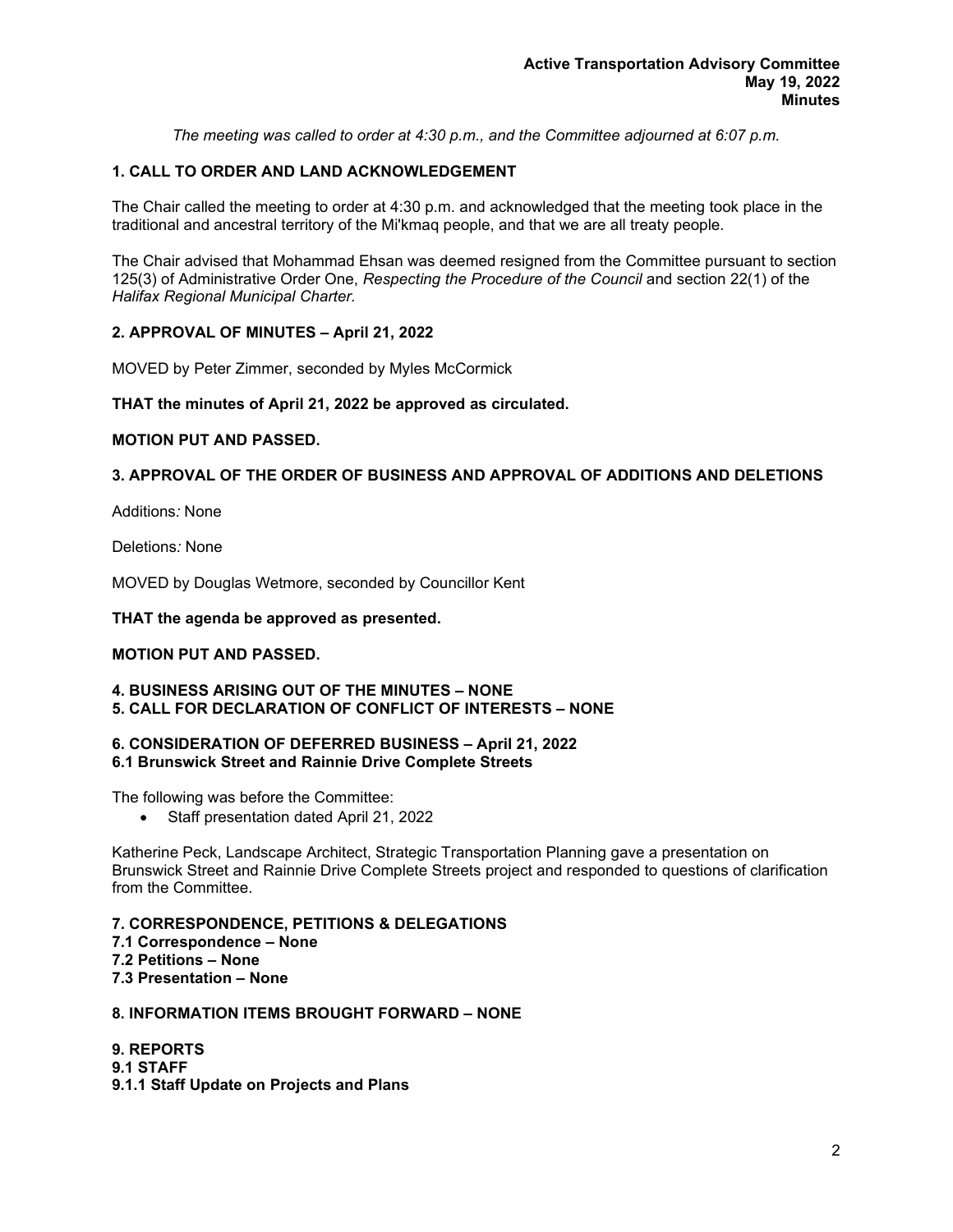*The meeting was called to order at 4:30 p.m., and the Committee adjourned at 6:07 p.m.*

## 1. CALL TO ORDER AND LAND ACKNOWLEDGEMENT

The Chair called the meeting to order at 4:30 p.m. and acknowledged that the meeting took place in the traditional and ancestral territory of the Mi'kmaq people, and that we are all treaty people.

The Chair advised that Mohammad Ehsan was deemed resigned from the Committee pursuant to section 125(3) of Administrative Order One, *Respecting the Procedure of the Council* and section 22(1) of the *Halifax Regional Municipal Charter*.

## 2. APPROVAL OF MINUTES – April 21, 2022

MOVED by Peter Zimmer, seconded by Myles McCormick

**THAT the minutes of April 21, 2022 be approved as circulated.**

**MOTION PUT AND PASSED.**

## 3. APPROVAL OF THE ORDER OF BUSINESS AND APPROVAL OF ADDITIONS AND DELETIONS

Additions*:* None

Deletions*:* None

MOVED by Douglas Wetmore, seconded by Councillor Kent

**THAT the agenda be approved as presented.**

**MOTION PUT AND PASSED.**

## 4. BUSINESS ARISING OUT OF THE MINUTES – NONE
## 5. CALL FOR DECLARATION OF CONFLICT OF INTERESTS – NONE

## 6. CONSIDERATION OF DEFERRED BUSINESS – April 21, 2022
### 6.1 Brunswick Street and Rainnie Drive Complete Streets

The following was before the Committee:

- Staff presentation dated April 21, 2022

Katherine Peck, Landscape Architect, Strategic Transportation Planning gave a presentation on Brunswick Street and Rainnie Drive Complete Streets project and responded to questions of clarification from the Committee.

## 7. CORRESPONDENCE, PETITIONS & DELEGATIONS
### 7.1 Correspondence – None
### 7.2 Petitions – None
### 7.3 Presentation – None

## 8. INFORMATION ITEMS BROUGHT FORWARD – NONE

## 9. REPORTS
### 9.1 STAFF
#### 9.1.1 Staff Update on Projects and Plans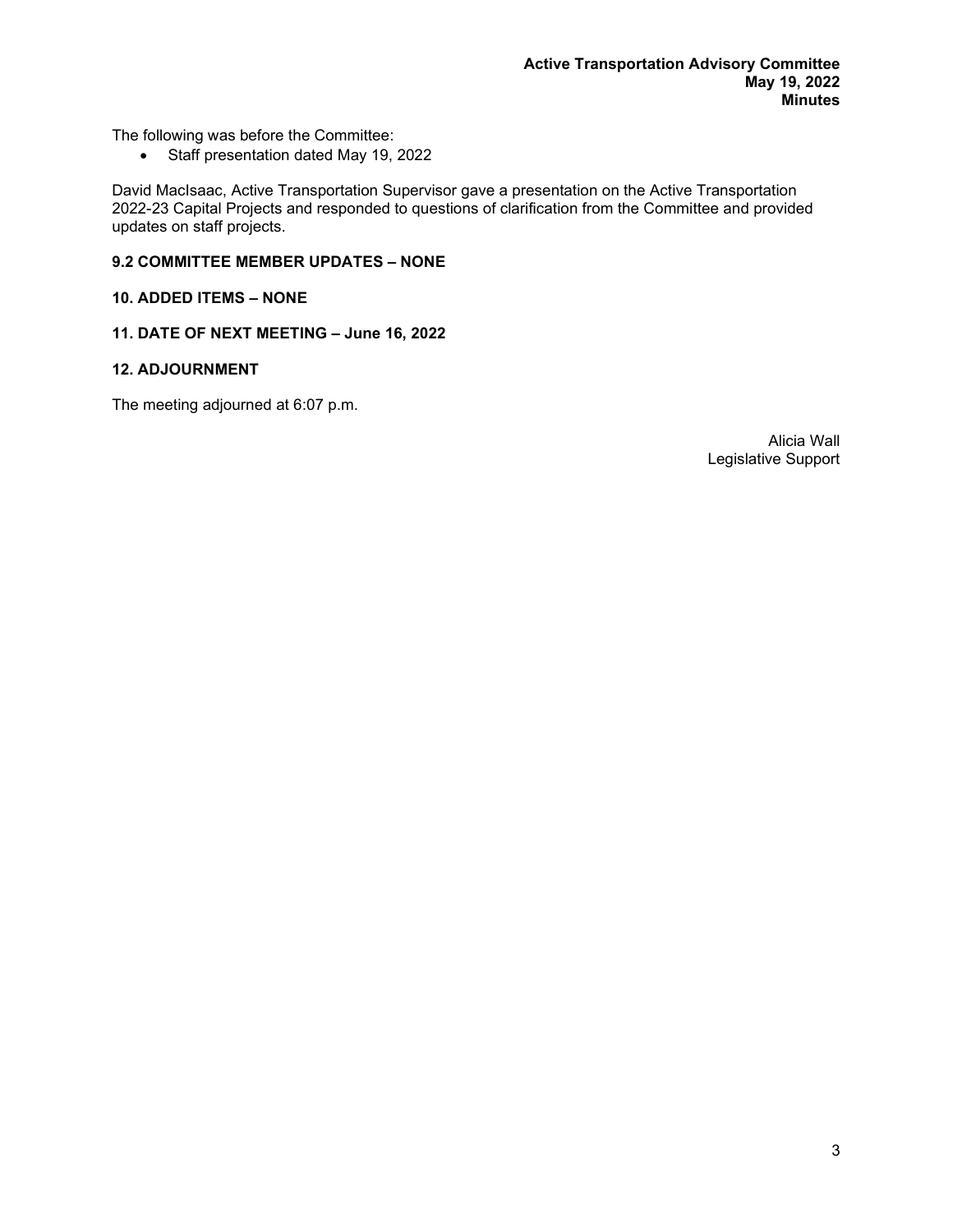The following was before the Committee:

- Staff presentation dated May 19, 2022

David MacIsaac, Active Transportation Supervisor gave a presentation on the Active Transportation 2022-23 Capital Projects and responded to questions of clarification from the Committee and provided updates on staff projects.

**9.2 COMMITTEE MEMBER UPDATES – NONE**

**10. ADDED ITEMS – NONE**

**11. DATE OF NEXT MEETING – June 16, 2022**

**12. ADJOURNMENT**

The meeting adjourned at 6:07 p.m.

Alicia Wall
Legislative Support